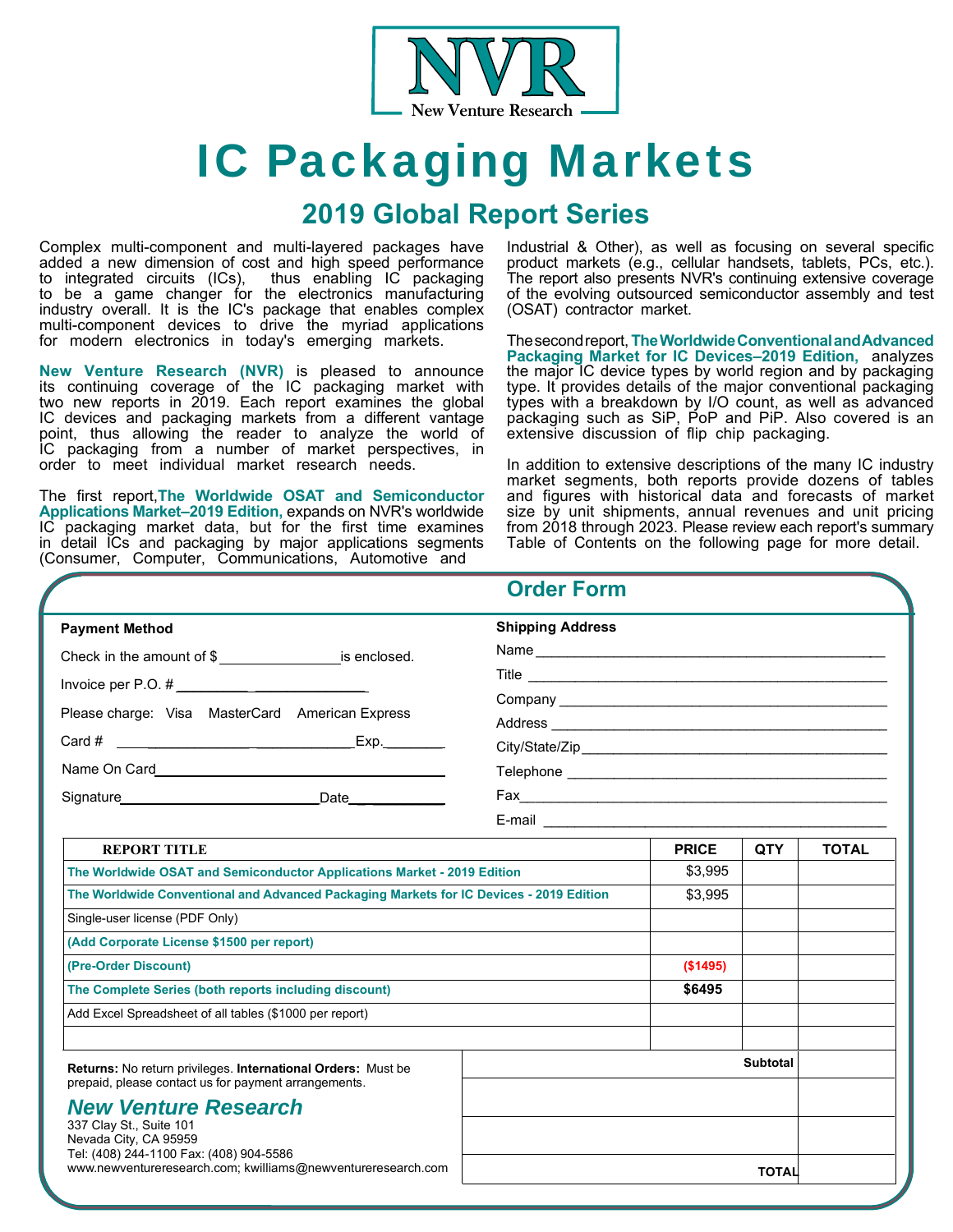NVR
New Venture Research

# IC Packaging Markets

## 2019 Global Report Series

Complex multi-component and multi-layered packages have added a new dimension of cost and high speed performance to integrated circuits (ICs), thus enabling IC packaging to be a game changer for the electronics manufacturing industry overall. It is the IC's package that enables complex multi-component devices to drive the myriad applications for modern electronics in today's emerging markets.

**New Venture Research (NVR)** is pleased to announce its continuing coverage of the IC packaging market with two new reports in 2019. Each report examines the global IC devices and packaging markets from a different vantage point, thus allowing the reader to analyze the world of IC packaging from a number of market perspectives, in order to meet individual market research needs.

The first report, **The Worldwide OSAT and Semiconductor Applications Market–2019 Edition,** expands on NVR's worldwide IC packaging market data, but for the first time examines in detail ICs and packaging by major applications segments (Consumer, Computer, Communications, Automotive and Industrial & Other), as well as focusing on several specific product markets (e.g., cellular handsets, tablets, PCs, etc.). The report also presents NVR's continuing extensive coverage of the evolving outsourced semiconductor assembly and test (OSAT) contractor market.

The second report, **The Worldwide Conventional and Advanced Packaging Market for IC Devices–2019 Edition,** analyzes the major IC device types by world region and by packaging type. It provides details of the major conventional packaging types with a breakdown by I/O count, as well as advanced packaging such as SiP, PoP and PiP. Also covered is an extensive discussion of flip chip packaging.

In addition to extensive descriptions of the many IC industry market segments, both reports provide dozens of tables and figures with historical data and forecasts of market size by unit shipments, annual revenues and unit pricing from 2018 through 2023. Please review each report's summary Table of Contents on the following page for more detail.

## Order Form

**Payment Method**

Check in the amount of $ _______________ is enclosed.

Invoice per P.O. # ________________________

Please charge: Visa MasterCard American Express

Card # ____________________________ Exp. ________

Name On Card ________________________________

Signature ________________________ Date ___________

**Shipping Address**

Name ________________________________

Title ________________________________

Company ________________________________

Address ________________________________

City/State/Zip ________________________________

Telephone ________________________________

Fax ________________________________

E-mail ________________________________

| REPORT TITLE | PRICE | QTY | TOTAL |
|---|---|---|---|
| The Worldwide OSAT and Semiconductor Applications Market - 2019 Edition | $3,995 | | |
| The Worldwide Conventional and Advanced Packaging Markets for IC Devices - 2019 Edition | $3,995 | | |
| Single-user license (PDF Only) | | | |
| (Add Corporate License $1500 per report) | | | |
| (Pre-Order Discount) | ($1495) | | |
| The Complete Series (both reports including discount) | **$6495** | | |
| Add Excel Spreadsheet of all tables ($1000 per report) | | | |
| | | | |
| | | Subtotal | |
| | | | |
| | | | |
| | | TOTAL | |

**Returns:** No return privileges. **International Orders:** Must be prepaid, please contact us for payment arrangements.

***New Venture Research***
337 Clay St., Suite 101
Nevada City, CA 95959
Tel: (408) 244-1100 Fax: (408) 904-5586
www.newventureresearch.com; kwilliams@newventureresearch.com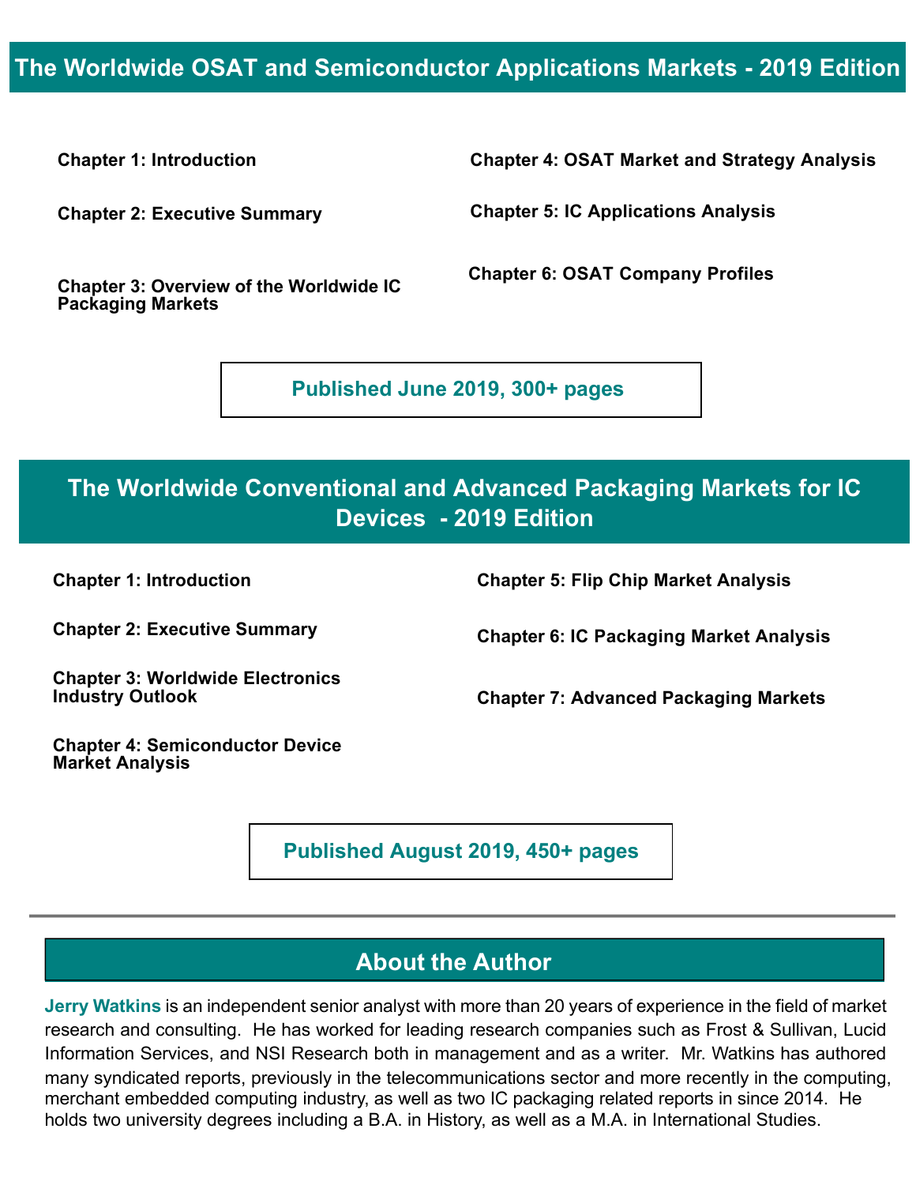## The Worldwide OSAT and Semiconductor Applications Markets - 2019 Edition

**Chapter 1: Introduction**

**Chapter 2: Executive Summary**

**Chapter 3: Overview of the Worldwide IC Packaging Markets**

**Chapter 4: OSAT Market and Strategy Analysis**

**Chapter 5: IC Applications Analysis**

**Chapter 6: OSAT Company Profiles**

**Published June 2019, 300+ pages**

## The Worldwide Conventional and Advanced Packaging Markets for IC Devices - 2019 Edition

**Chapter 1: Introduction**

**Chapter 2: Executive Summary**

**Chapter 3: Worldwide Electronics Industry Outlook**

**Chapter 4: Semiconductor Device Market Analysis**

**Chapter 5: Flip Chip Market Analysis**

**Chapter 6: IC Packaging Market Analysis**

**Chapter 7: Advanced Packaging Markets**

**Published August 2019, 450+ pages**

---

## About the Author

**Jerry Watkins** is an independent senior analyst with more than 20 years of experience in the field of market research and consulting. He has worked for leading research companies such as Frost & Sullivan, Lucid Information Services, and NSI Research both in management and as a writer. Mr. Watkins has authored many syndicated reports, previously in the telecommunications sector and more recently in the computing, merchant embedded computing industry, as well as two IC packaging related reports in since 2014. He holds two university degrees including a B.A. in History, as well as a M.A. in International Studies.